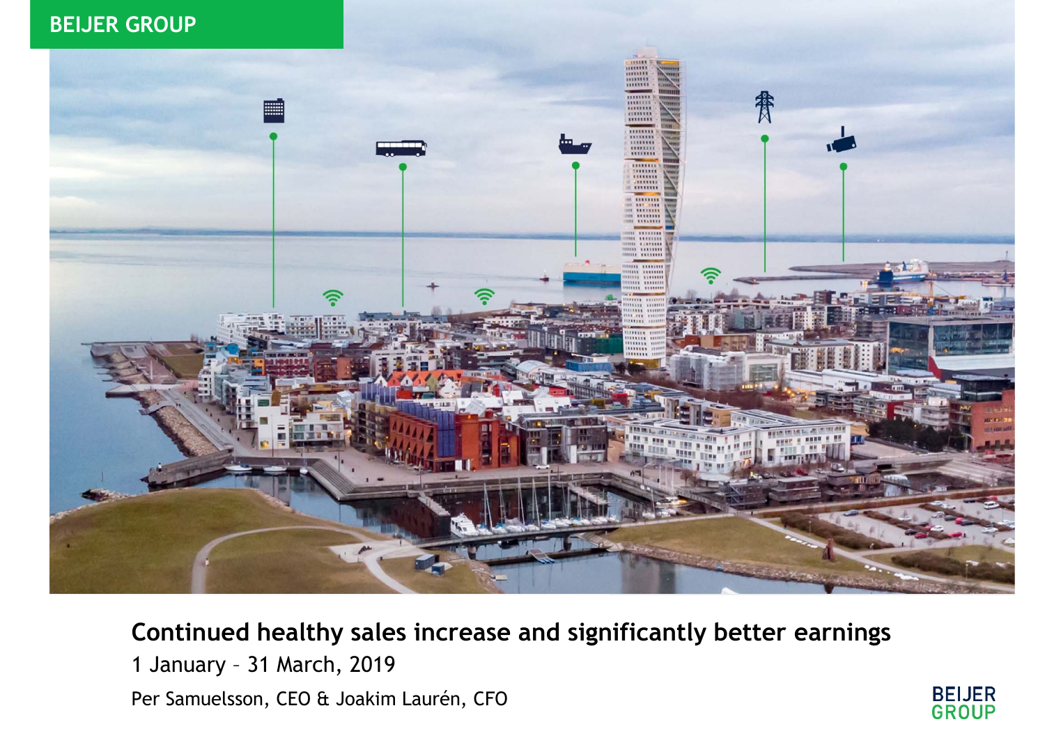BEIJER GROUP

# Continued healthy sales increase and significantly better earnings

1 January – 31 March, 2019

Per Samuelsson, CEO & Joakim Laurén, CFO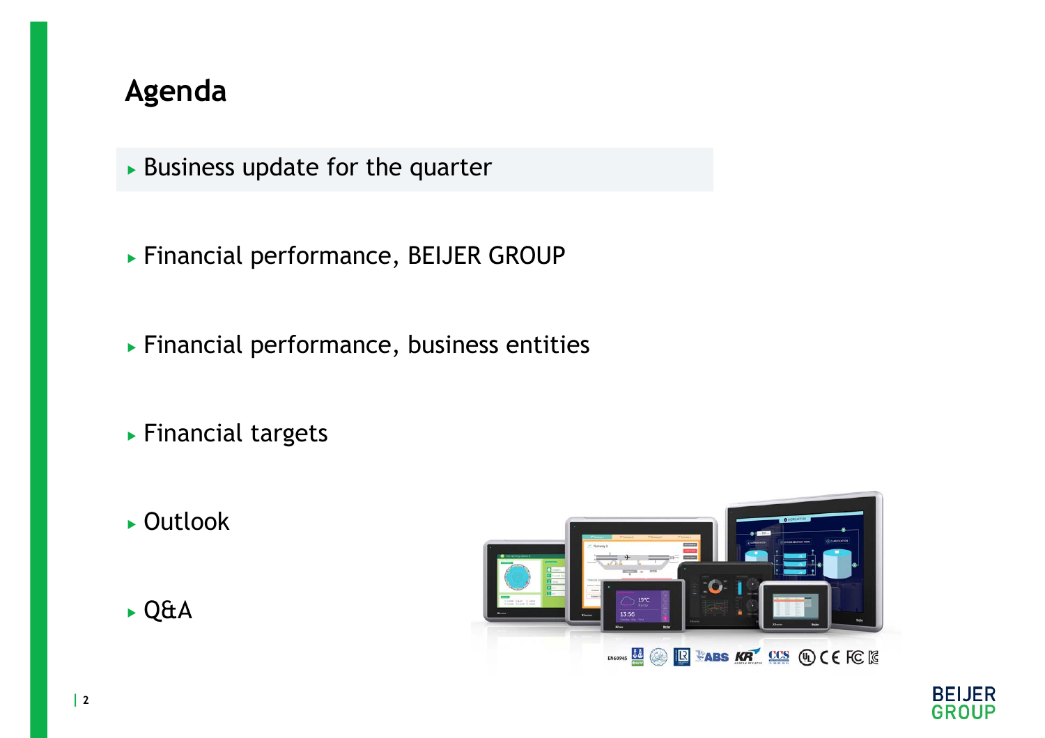# Agenda

- Business update for the quarter
- Financial performance, BEIJER GROUP
- Financial performance, business entities
- Financial targets
- Outlook
- Q&A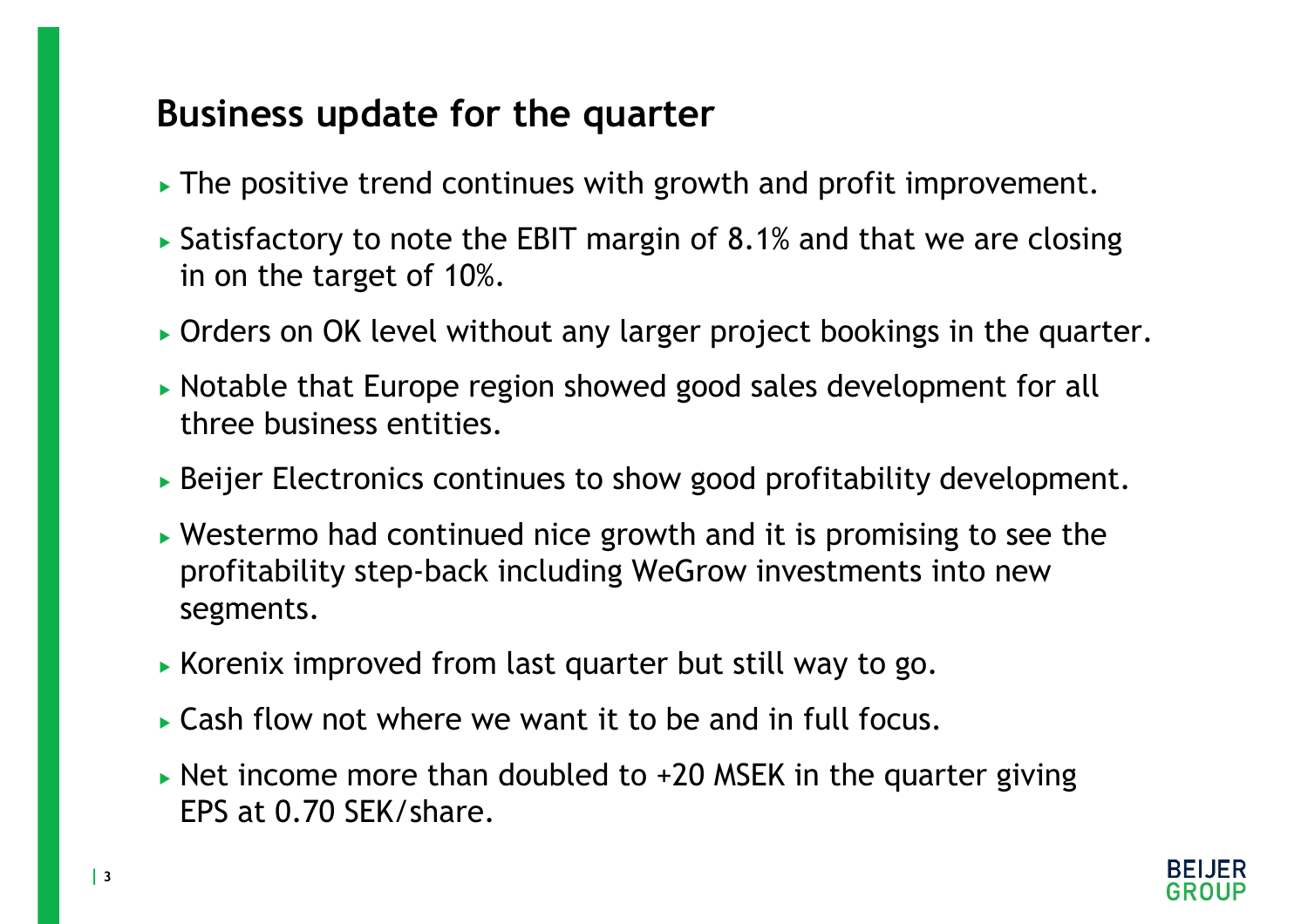## Business update for the quarter

- The positive trend continues with growth and profit improvement.
- Satisfactory to note the EBIT margin of 8.1% and that we are closing in on the target of 10%.
- Orders on OK level without any larger project bookings in the quarter.
- Notable that Europe region showed good sales development for all three business entities.
- Beijer Electronics continues to show good profitability development.
- Westermo had continued nice growth and it is promising to see the profitability step-back including WeGrow investments into new segments.
- Korenix improved from last quarter but still way to go.
- Cash flow not where we want it to be and in full focus.
- Net income more than doubled to +20 MSEK in the quarter giving EPS at 0.70 SEK/share.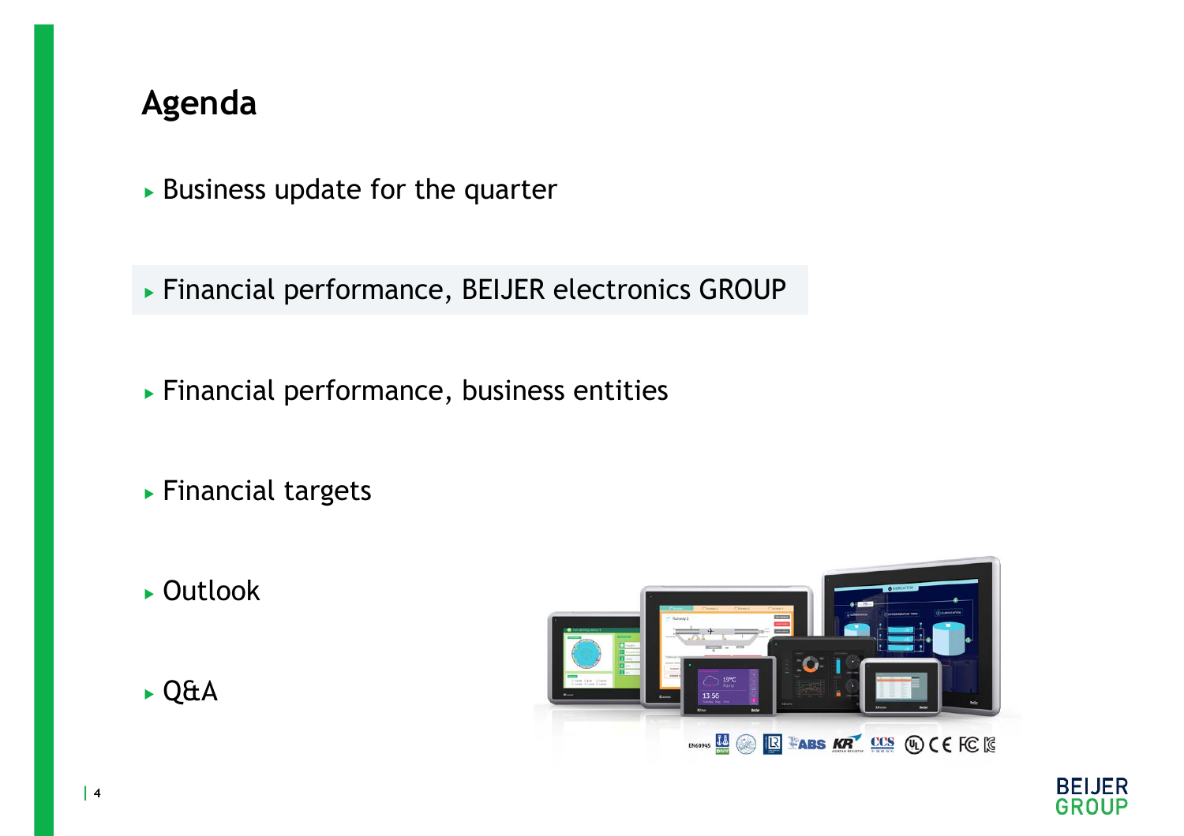# Agenda

- Business update for the quarter
- Financial performance, BEIJER electronics GROUP
- Financial performance, business entities
- Financial targets
- Outlook
- Q&A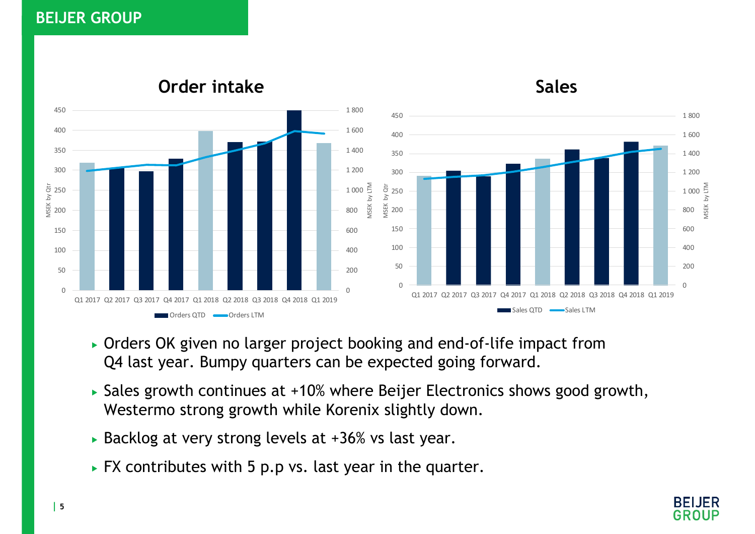## BEIJER GROUP

**Order intake**

**Sales**

- Orders OK given no larger project booking and end-of-life impact from Q4 last year. Bumpy quarters can be expected going forward.
- Sales growth continues at +10% where Beijer Electronics shows good growth, Westermo strong growth while Korenix slightly down.
- Backlog at very strong levels at +36% vs last year.
- FX contributes with 5 p.p vs. last year in the quarter.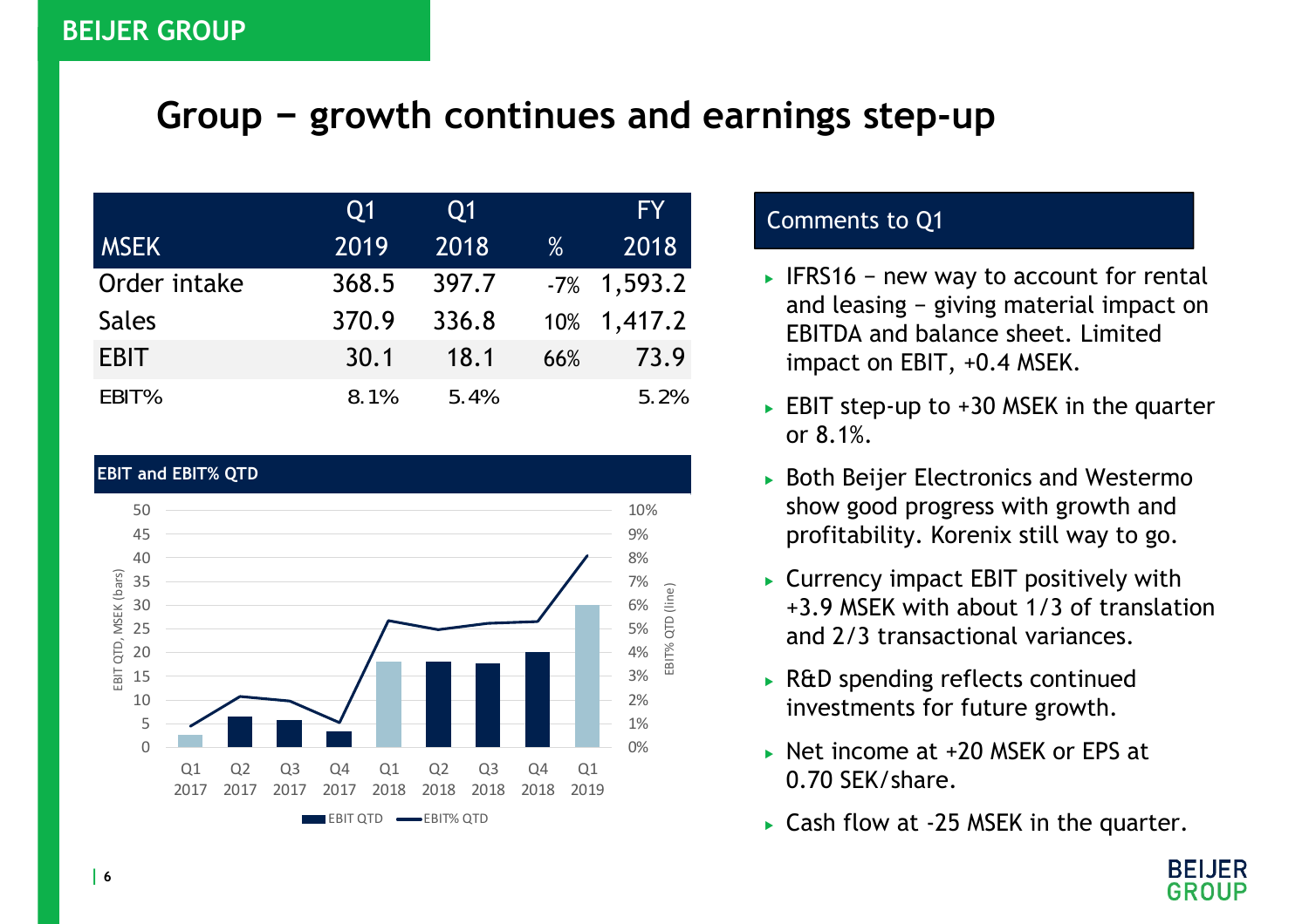# Group – growth continues and earnings step-up

| MSEK | Q1 2019 | Q1 2018 | % | FY 2018 |
|---|---|---|---|---|
| Order intake | 368.5 | 397.7 | -7% | 1,593.2 |
| Sales | 370.9 | 336.8 | 10% | 1,417.2 |
| EBIT | 30.1 | 18.1 | 66% | 73.9 |
| EBIT% | 8.1% | 5.4% | | 5.2% |

**EBIT and EBIT% QTD**

EBIT QTD, MSEK (bars) / EBIT% QTD (line)

Q1 2017, Q2 2017, Q3 2017, Q4 2017, Q1 2018, Q2 2018, Q3 2018, Q4 2018, Q1 2019

EBIT QTD — EBIT% QTD

## Comments to Q1

- IFRS16 – new way to account for rental and leasing – giving material impact on EBITDA and balance sheet. Limited impact on EBIT, +0.4 MSEK.
- EBIT step-up to +30 MSEK in the quarter or 8.1%.
- Both Beijer Electronics and Westermo show good progress with growth and profitability. Korenix still way to go.
- Currency impact EBIT positively with +3.9 MSEK with about 1/3 of translation and 2/3 transactional variances.
- R&D spending reflects continued investments for future growth.
- Net income at +20 MSEK or EPS at 0.70 SEK/share.
- Cash flow at -25 MSEK in the quarter.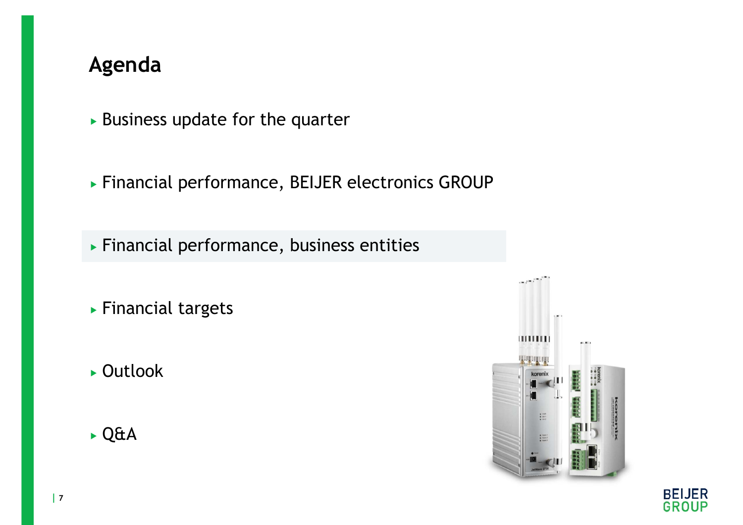# Agenda

- Business update for the quarter
- Financial performance, BEIJER electronics GROUP
- Financial performance, business entities
- Financial targets
- Outlook
- Q&A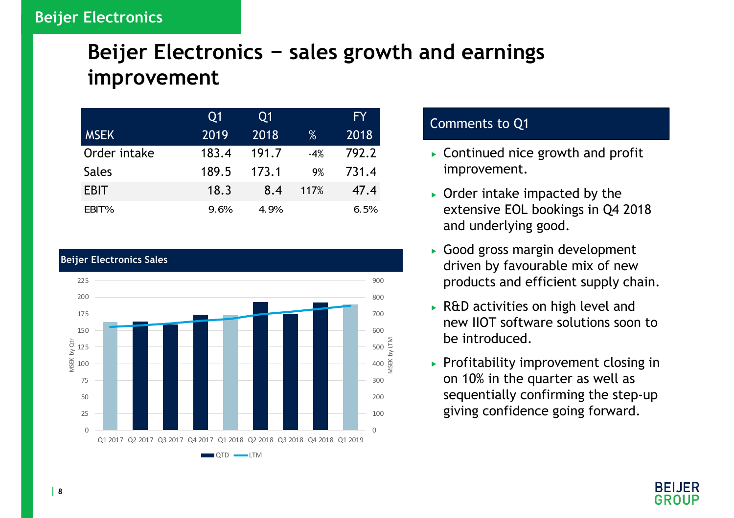# Beijer Electronics − sales growth and earnings improvement

| MSEK | Q1 2019 | Q1 2018 | % | FY 2018 |
|---|---|---|---|---|
| Order intake | 183.4 | 191.7 | -4% | 792.2 |
| Sales | 189.5 | 173.1 | 9% | 731.4 |
| EBIT | 18.3 | 8.4 | 117% | 47.4 |
| EBIT% | 9.6% | 4.9% | | 6.5% |

**Beijer Electronics Sales**

(Chart: MSEK by Qtr (QTD) and MSEK by LTM, Q1 2017 – Q1 2019)

### Comments to Q1

- Continued nice growth and profit improvement.
- Order intake impacted by the extensive EOL bookings in Q4 2018 and underlying good.
- Good gross margin development driven by favourable mix of new products and efficient supply chain.
- R&D activities on high level and new IIOT software solutions soon to be introduced.
- Profitability improvement closing in on 10% in the quarter as well as sequentially confirming the step-up giving confidence going forward.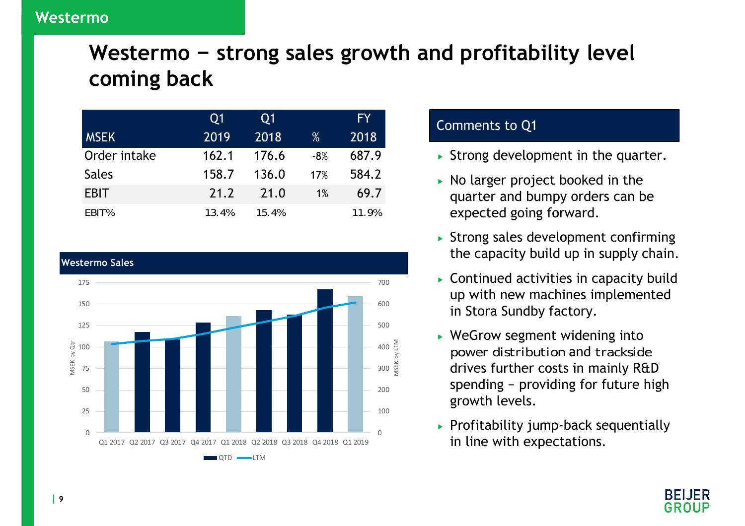# Westermo – strong sales growth and profitability level coming back

| MSEK | Q1 2019 | Q1 2018 | % | FY 2018 |
|---|---|---|---|---|
| Order intake | 162.1 | 176.6 | -8% | 687.9 |
| Sales | 158.7 | 136.0 | 17% | 584.2 |
| EBIT | 21.2 | 21.0 | 1% | 69.7 |
| EBIT% | 13.4% | 15.4% | | 11.9% |

## Westermo Sales

(Chart: MSEK by Qtr (QTD bars) and MSEK by LTM (line), Q1 2017 – Q1 2019)

Q1 2017 | Q2 2017 | Q3 2017 | Q4 2017 | Q1 2018 | Q2 2018 | Q3 2018 | Q4 2018 | Q1 2019

QTD — LTM

## Comments to Q1

- Strong development in the quarter.
- No larger project booked in the quarter and bumpy orders can be expected going forward.
- Strong sales development confirming the capacity build up in supply chain.
- Continued activities in capacity build up with new machines implemented in Stora Sundby factory.
- WeGrow segment widening into power distribution and trackside drives further costs in mainly R&D spending – providing for future high growth levels.
- Profitability jump-back sequentially in line with expectations.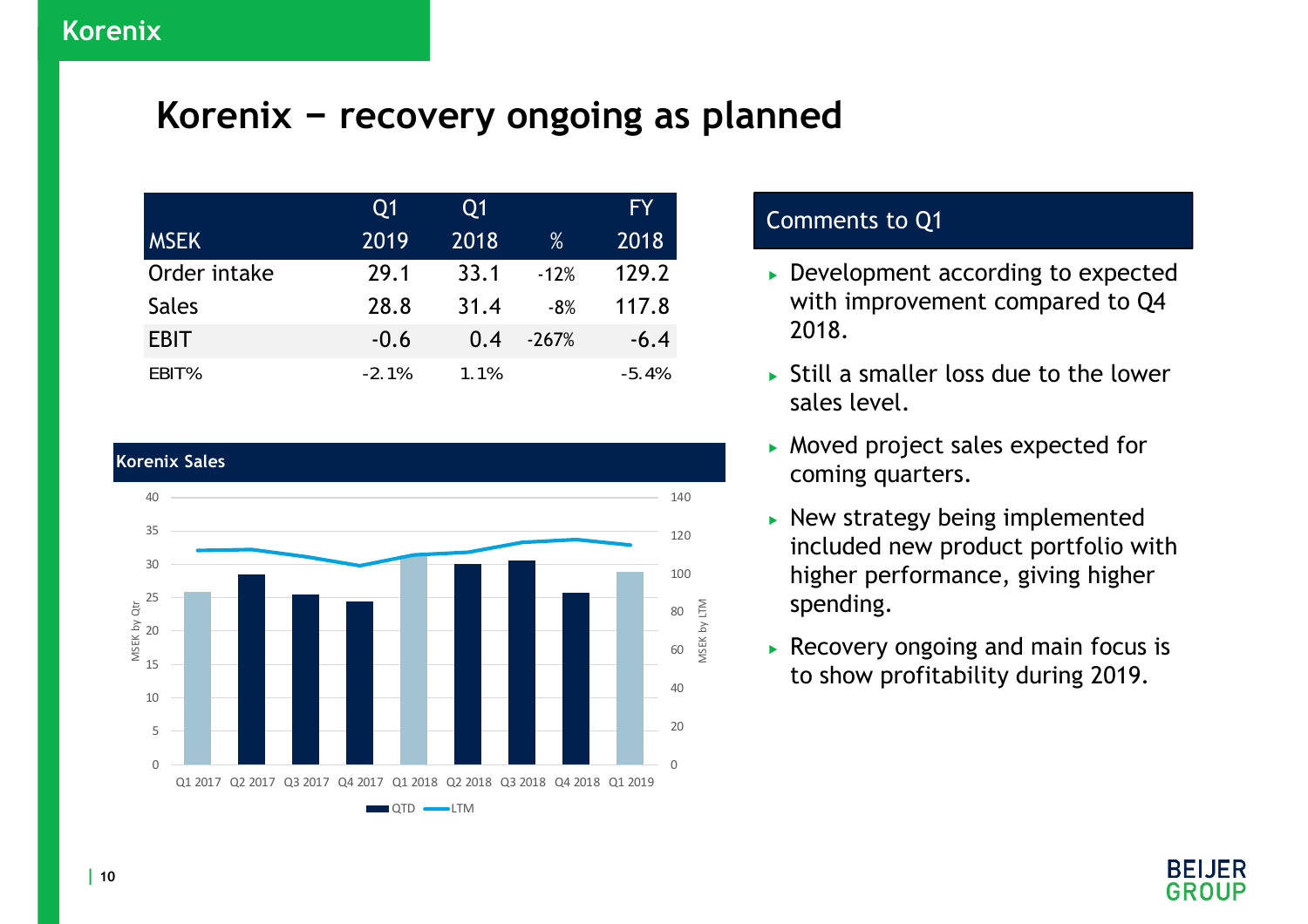Korenix

# Korenix − recovery ongoing as planned

| MSEK | Q1 2019 | Q1 2018 | % | FY 2018 |
|---|---|---|---|---|
| Order intake | 29.1 | 33.1 | -12% | 129.2 |
| Sales | 28.8 | 31.4 | -8% | 117.8 |
| EBIT | -0.6 | 0.4 | -267% | -6.4 |
| EBIT% | -2.1% | 1.1% | | -5.4% |

**Korenix Sales**

Chart: QTD (MSEK by Qtr) and LTM (MSEK by LTM), Q1 2017 – Q1 2019

## Comments to Q1

- Development according to expected with improvement compared to Q4 2018.
- Still a smaller loss due to the lower sales level.
- Moved project sales expected for coming quarters.
- New strategy being implemented included new product portfolio with higher performance, giving higher spending.
- Recovery ongoing and main focus is to show profitability during 2019.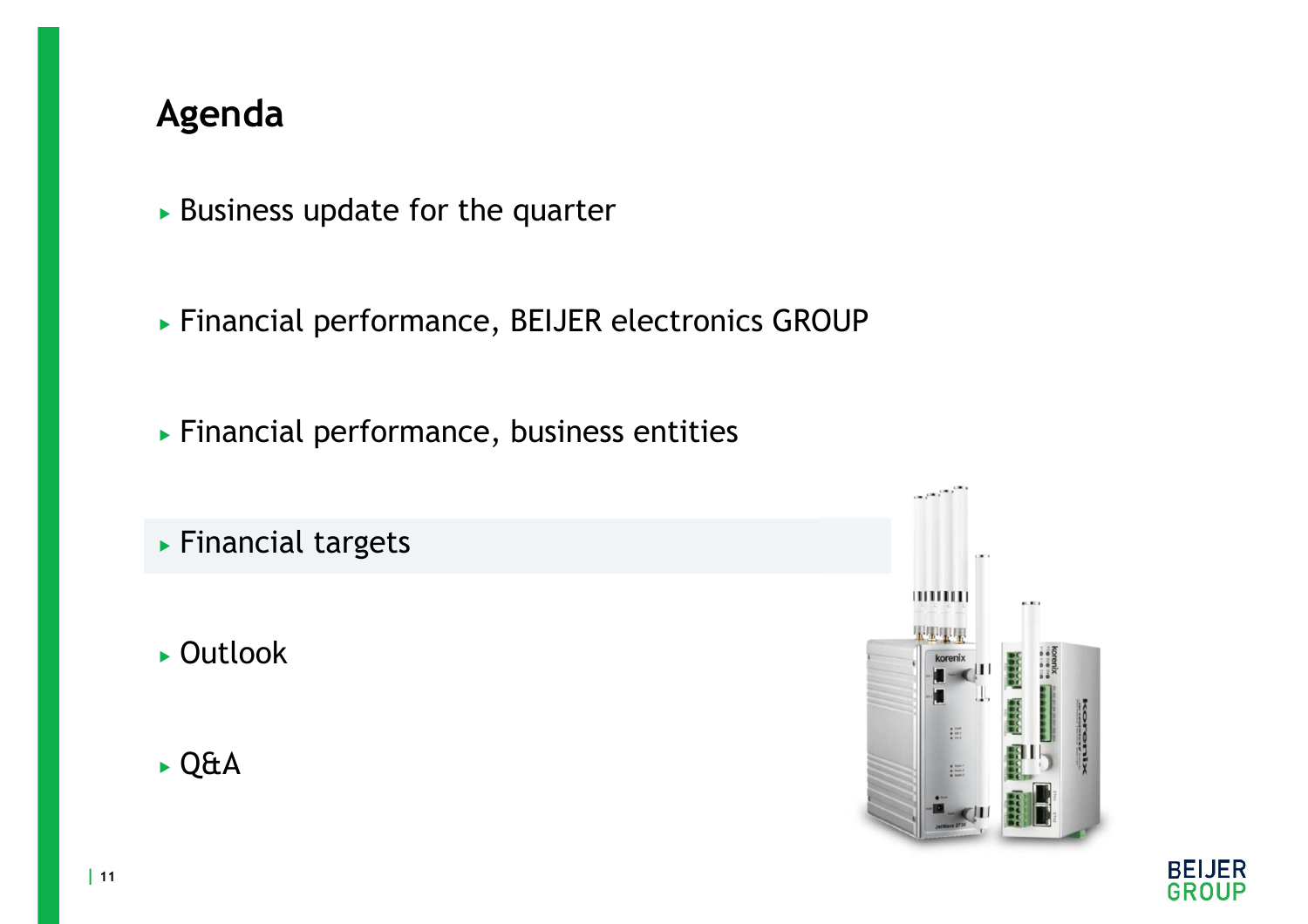# Agenda

- Business update for the quarter
- Financial performance, BEIJER electronics GROUP
- Financial performance, business entities
- Financial targets
- Outlook
- Q&A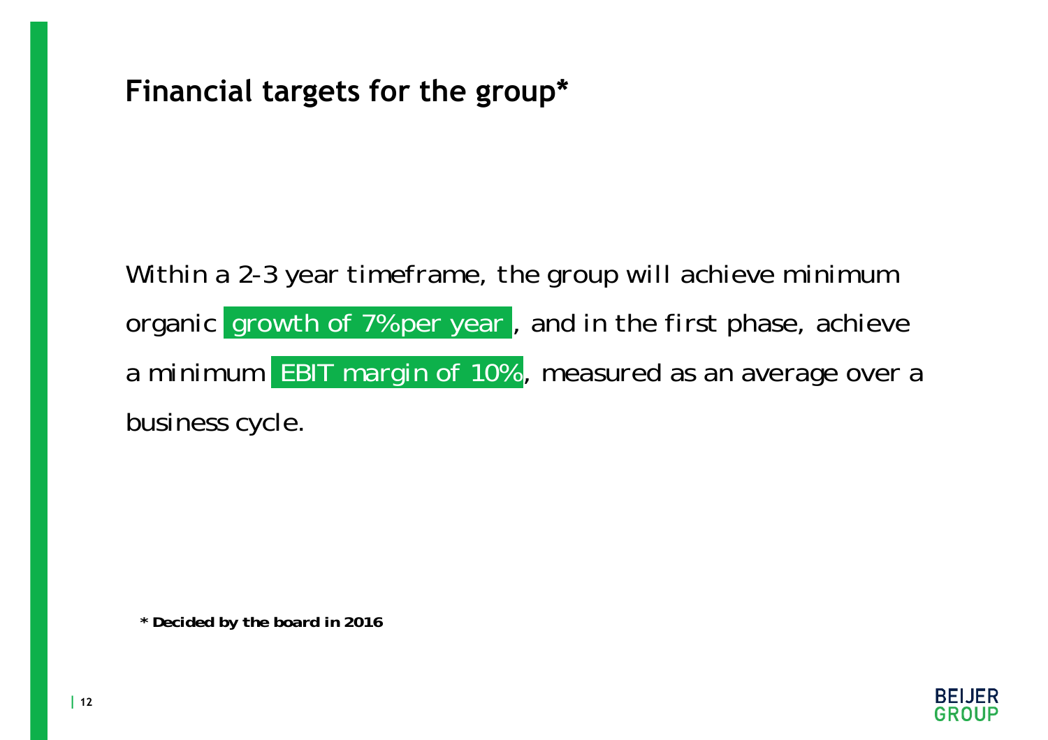# Financial targets for the group*

Within a 2-3 year timeframe, the group will achieve minimum organic growth of 7%per year, and in the first phase, achieve a minimum EBIT margin of 10%, measured as an average over a business cycle.

**\* Decided by the board in 2016**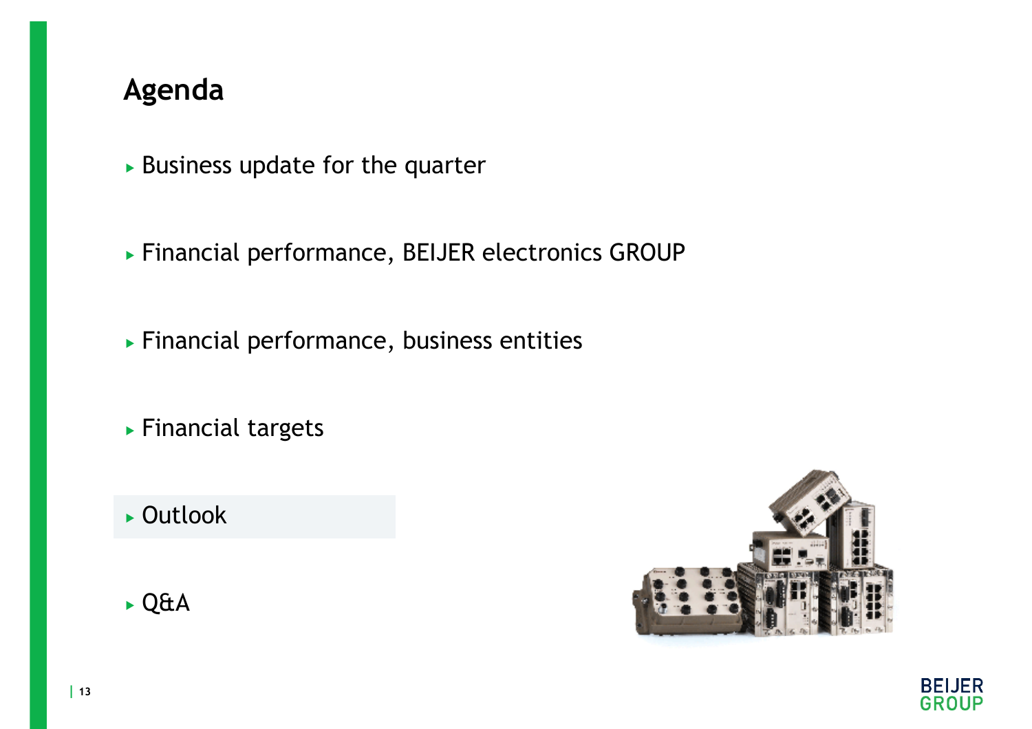# Agenda

- Business update for the quarter
- Financial performance, BEIJER electronics GROUP
- Financial performance, business entities
- Financial targets
- Outlook
- Q&A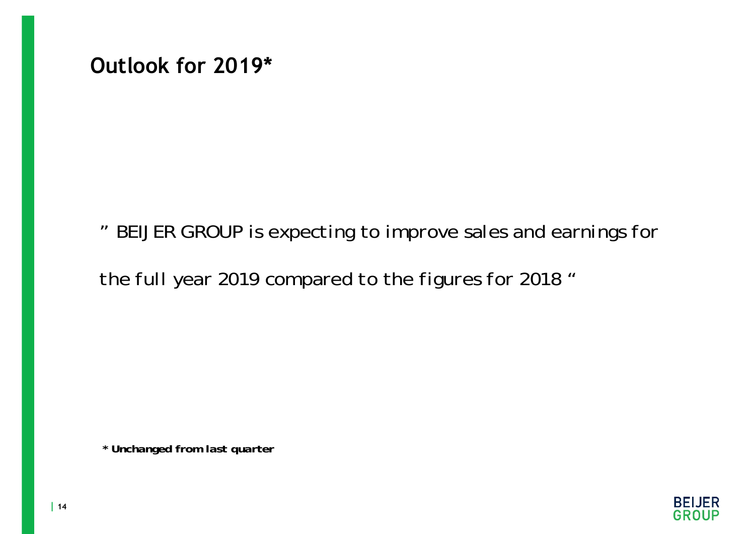# Outlook for 2019*

” BEIJER GROUP is expecting to improve sales and earnings for the full year 2019 compared to the figures for 2018 “

**\* Unchanged from last quarter**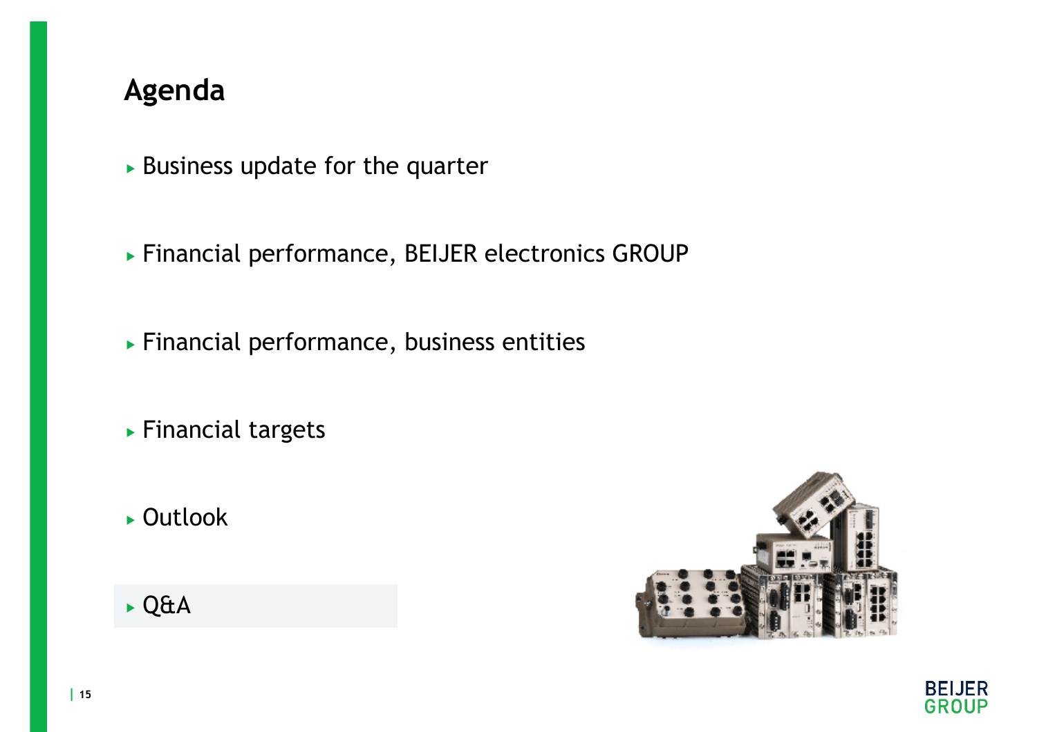# Agenda

- Business update for the quarter
- Financial performance, BEIJER electronics GROUP
- Financial performance, business entities
- Financial targets
- Outlook
- Q&A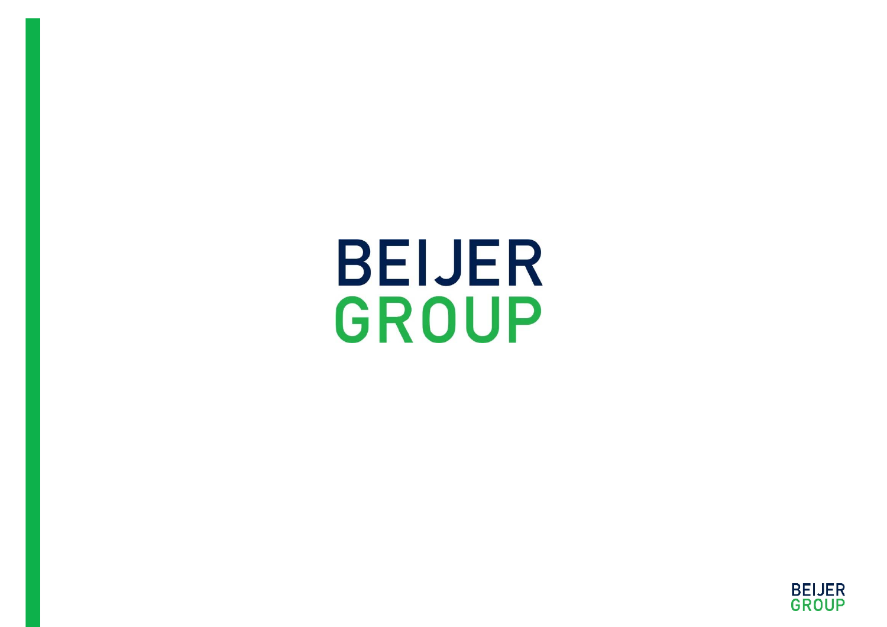BEIJER
GROUP